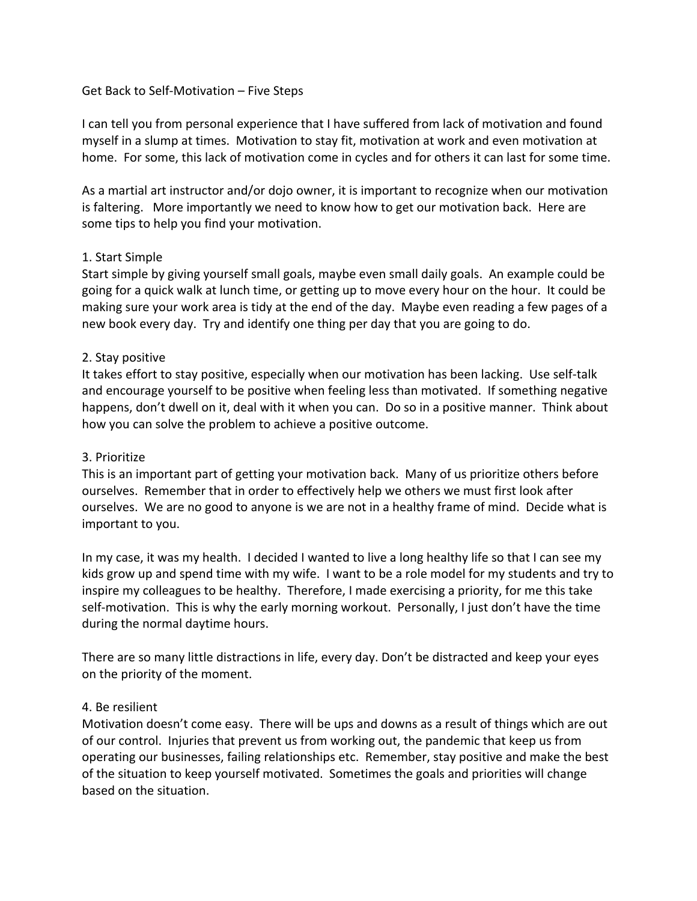# Get Back to Self-Motivation – Five Steps

I can tell you from personal experience that I have suffered from lack of motivation and found myself in a slump at times. Motivation to stay fit, motivation at work and even motivation at home. For some, this lack of motivation come in cycles and for others it can last for some time.

As a martial art instructor and/or dojo owner, it is important to recognize when our motivation is faltering. More importantly we need to know how to get our motivation back. Here are some tips to help you find your motivation.

## 1. Start Simple

Start simple by giving yourself small goals, maybe even small daily goals. An example could be going for a quick walk at lunch time, or getting up to move every hour on the hour. It could be making sure your work area is tidy at the end of the day. Maybe even reading a few pages of a new book every day. Try and identify one thing per day that you are going to do.

## 2. Stay positive

It takes effort to stay positive, especially when our motivation has been lacking. Use self-talk and encourage yourself to be positive when feeling less than motivated. If something negative happens, don't dwell on it, deal with it when you can. Do so in a positive manner. Think about how you can solve the problem to achieve a positive outcome.

## 3. Prioritize

This is an important part of getting your motivation back. Many of us prioritize others before ourselves. Remember that in order to effectively help we others we must first look after ourselves. We are no good to anyone is we are not in a healthy frame of mind. Decide what is important to you.

In my case, it was my health. I decided I wanted to live a long healthy life so that I can see my kids grow up and spend time with my wife. I want to be a role model for my students and try to inspire my colleagues to be healthy. Therefore, I made exercising a priority, for me this take self-motivation. This is why the early morning workout. Personally, I just don't have the time during the normal daytime hours.

There are so many little distractions in life, every day. Don't be distracted and keep your eyes on the priority of the moment.

## 4. Be resilient

Motivation doesn't come easy. There will be ups and downs as a result of things which are out of our control. Injuries that prevent us from working out, the pandemic that keep us from operating our businesses, failing relationships etc. Remember, stay positive and make the best of the situation to keep yourself motivated. Sometimes the goals and priorities will change based on the situation.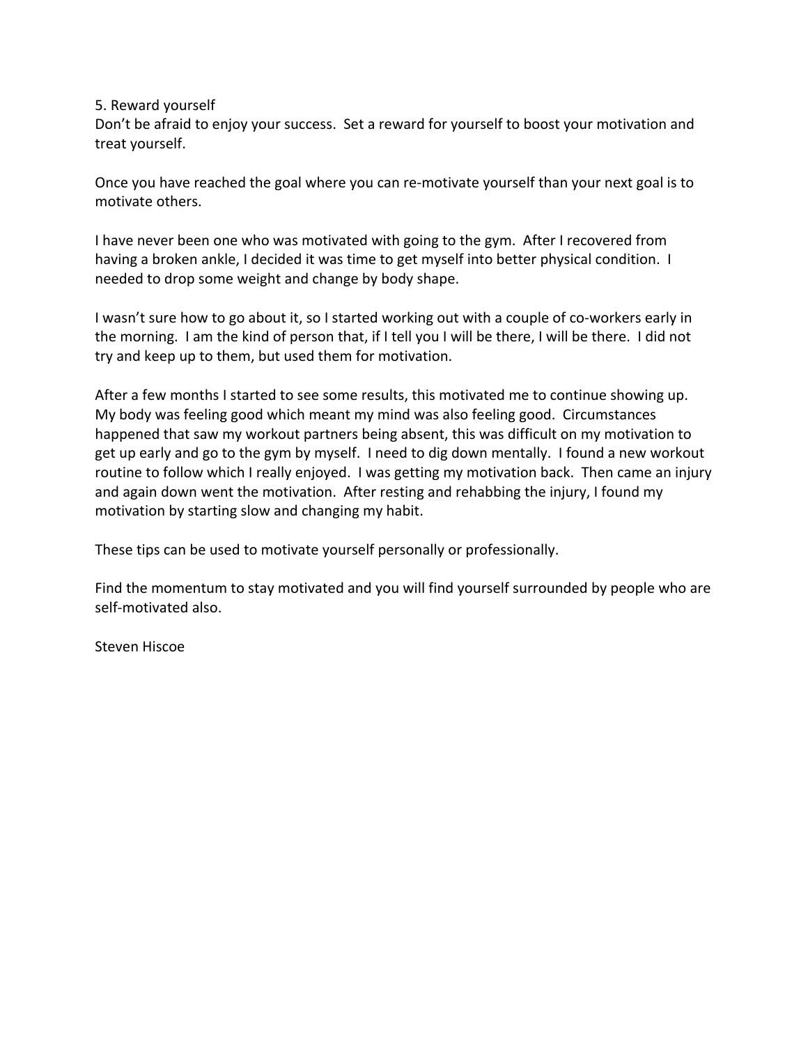5. Reward yourself
Don't be afraid to enjoy your success. Set a reward for yourself to boost your motivation and treat yourself.

Once you have reached the goal where you can re-motivate yourself than your next goal is to motivate others.

I have never been one who was motivated with going to the gym. After I recovered from having a broken ankle, I decided it was time to get myself into better physical condition. I needed to drop some weight and change by body shape.

I wasn't sure how to go about it, so I started working out with a couple of co-workers early in the morning. I am the kind of person that, if I tell you I will be there, I will be there. I did not try and keep up to them, but used them for motivation.

After a few months I started to see some results, this motivated me to continue showing up. My body was feeling good which meant my mind was also feeling good. Circumstances happened that saw my workout partners being absent, this was difficult on my motivation to get up early and go to the gym by myself. I need to dig down mentally. I found a new workout routine to follow which I really enjoyed. I was getting my motivation back. Then came an injury and again down went the motivation. After resting and rehabbing the injury, I found my motivation by starting slow and changing my habit.

These tips can be used to motivate yourself personally or professionally.

Find the momentum to stay motivated and you will find yourself surrounded by people who are self-motivated also.

Steven Hiscoe